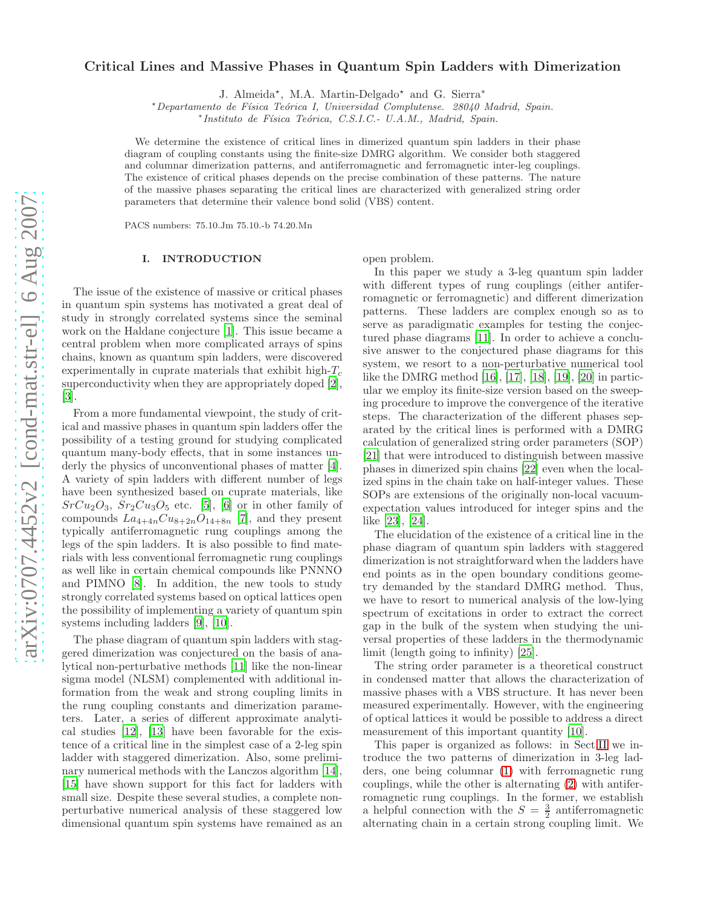# Critical Lines and Massive Phases in Quantum Spin Ladders with Dimerization

J. Almeida⋆, M.A. Martin-Delgado⋆ and G. Sierra∗

⋆*Departamento de Física Teórica I, Universidad Complutense. 28040 Madrid, Spain.*
∗*Instituto de Física Teórica, C.S.I.C.- U.A.M., Madrid, Spain.*

We determine the existence of critical lines in dimerized quantum spin ladders in their phase diagram of coupling constants using the finite-size DMRG algorithm. We consider both staggered and columnar dimerization patterns, and antiferromagnetic and ferromagnetic inter-leg couplings. The existence of critical phases depends on the precise combination of these patterns. The nature of the massive phases separating the critical lines are characterized with generalized string order parameters that determine their valence bond solid (VBS) content.

PACS numbers: 75.10.Jm 75.10.-b 74.20.Mn

## I. INTRODUCTION

The issue of the existence of massive or critical phases in quantum spin systems has motivated a great deal of study in strongly correlated systems since the seminal work on the Haldane conjecture [1]. This issue became a central problem when more complicated arrays of spins chains, known as quantum spin ladders, were discovered experimentally in cuprate materials that exhibit high-$T_c$ superconductivity when they are appropriately doped [2], [3].

From a more fundamental viewpoint, the study of critical and massive phases in quantum spin ladders offer the possibility of a testing ground for studying complicated quantum many-body effects, that in some instances underly the physics of unconventional phases of matter [4]. A variety of spin ladders with different number of legs have been synthesized based on cuprate materials, like $SrCu_2O_3$, $Sr_2Cu_3O_5$ etc. [5], [6] or in other family of compounds $La_{4+4n}Cu_{8+2n}O_{14+8n}$ [7], and they present typically antiferromagnetic rung couplings among the legs of the spin ladders. It is also possible to find materials with less conventional ferromagnetic rung couplings as well like in certain chemical compounds like PNNNO and PIMNO [8]. In addition, the new tools to study strongly correlated systems based on optical lattices open the possibility of implementing a variety of quantum spin systems including ladders [9], [10].

The phase diagram of quantum spin ladders with staggered dimerization was conjectured on the basis of analytical non-perturbative methods [11] like the non-linear sigma model (NLSM) complemented with additional information from the weak and strong coupling limits in the rung coupling constants and dimerization parameters. Later, a series of different approximate analytical studies [12], [13] have been favorable for the existence of a critical line in the simplest case of a 2-leg spin ladder with staggered dimerization. Also, some preliminary numerical methods with the Lanczos algorithm [14], [15] have shown support for this fact for ladders with small size. Despite these several studies, a complete non-perturbative numerical analysis of these staggered low dimensional quantum spin systems have remained as an open problem.

In this paper we study a 3-leg quantum spin ladder with different types of rung couplings (either antiferromagnetic or ferromagnetic) and different dimerization patterns. These ladders are complex enough so as to serve as paradigmatic examples for testing the conjectured phase diagrams [11]. In order to achieve a conclusive answer to the conjectured phase diagrams for this system, we resort to a non-perturbative numerical tool like the DMRG method [16], [17], [18], [19], [20] in particular we employ its finite-size version based on the sweeping procedure to improve the convergence of the iterative steps. The characterization of the different phases separated by the critical lines is performed with a DMRG calculation of generalized string order parameters (SOP) [21] that were introduced to distinguish between massive phases in dimerized spin chains [22] even when the localized spins in the chain take on half-integer values. These SOPs are extensions of the originally non-local vacuum-expectation values introduced for integer spins and the like [23], [24].

The elucidation of the existence of a critical line in the phase diagram of quantum spin ladders with staggered dimerization is not straightforward when the ladders have end points as in the open boundary conditions geometry demanded by the standard DMRG method. Thus, we have to resort to numerical analysis of the low-lying spectrum of excitations in order to extract the correct gap in the bulk of the system when studying the universal properties of these ladders in the thermodynamic limit (length going to infinity) [25].

The string order parameter is a theoretical construct in condensed matter that allows the characterization of massive phases with a VBS structure. It has never been measured experimentally. However, with the engineering of optical lattices it would be possible to address a direct measurement of this important quantity [10].

This paper is organized as follows: in Sect.II we introduce the two patterns of dimerization in 3-leg ladders, one being columnar (1) with ferromagnetic rung couplings, while the other is alternating (2) with antiferromagnetic rung couplings. In the former, we establish a helpful connection with the $S = \frac{3}{2}$ antiferromagnetic alternating chain in a certain strong coupling limit. We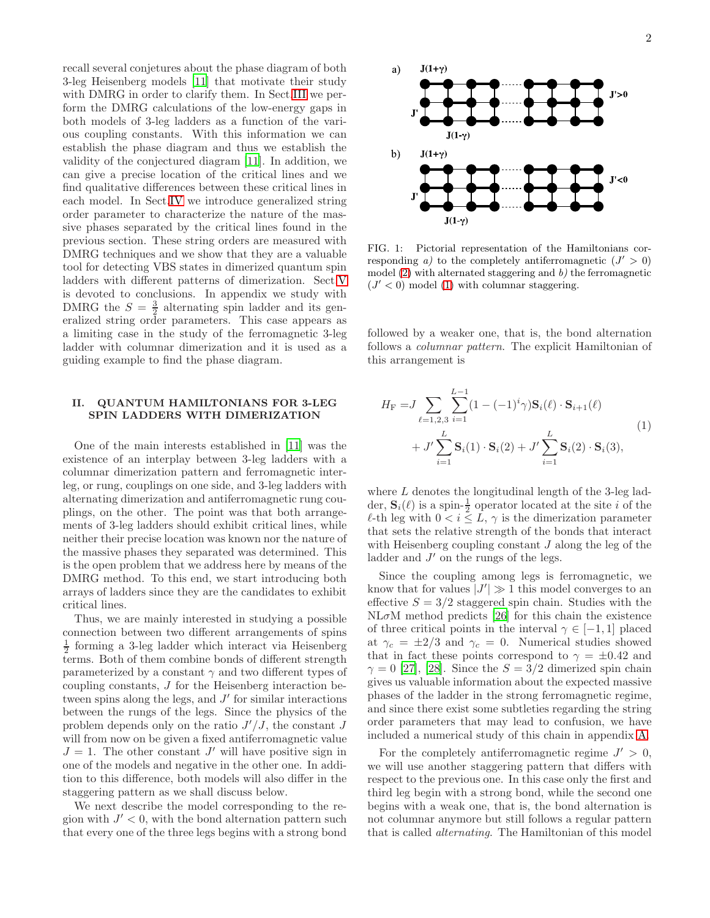recall several conjetures about the phase diagram of both 3-leg Heisenberg models [11] that motivate their study with DMRG in order to clarify them. In Sect.III we perform the DMRG calculations of the low-energy gaps in both models of 3-leg ladders as a function of the various coupling constants. With this information we can establish the phase diagram and thus we establish the validity of the conjectured diagram [11]. In addition, we can give a precise location of the critical lines and we find qualitative differences between these critical lines in each model. In Sect.IV we introduce generalized string order parameter to characterize the nature of the massive phases separated by the critical lines found in the previous section. These string orders are measured with DMRG techniques and we show that they are a valuable tool for detecting VBS states in dimerized quantum spin ladders with different patterns of dimerization. Sect.V is devoted to conclusions. In appendix we study with DMRG the $S = \frac{3}{2}$ alternating spin ladder and its generalized string order parameters. This case appears as a limiting case in the study of the ferromagnetic 3-leg ladder with columnar dimerization and it is used as a guiding example to find the phase diagram.

## II. QUANTUM HAMILTONIANS FOR 3-LEG SPIN LADDERS WITH DIMERIZATION

One of the main interests established in [11] was the existence of an interplay between 3-leg ladders with a columnar dimerization pattern and ferromagnetic inter-leg, or rung, couplings on one side, and 3-leg ladders with alternating dimerization and antiferromagnetic rung couplings, on the other. The point was that both arrangements of 3-leg ladders should exhibit critical lines, while neither their precise location was known nor the nature of the massive phases they separated was determined. This is the open problem that we address here by means of the DMRG method. To this end, we start introducing both arrays of ladders since they are the candidates to exhibit critical lines.

Thus, we are mainly interested in studying a possible connection between two different arrangements of spins $\frac{1}{2}$ forming a 3-leg ladder which interact via Heisenberg terms. Both of them combine bonds of different strength parameterized by a constant $\gamma$ and two different types of coupling constants, $J$ for the Heisenberg interaction between spins along the legs, and $J'$ for similar interactions between the rungs of the legs. Since the physics of the problem depends only on the ratio $J'/J$, the constant $J$ will from now on be given a fixed antiferromagnetic value $J = 1$. The other constant $J'$ will have positive sign in one of the models and negative in the other one. In addition to this difference, both models will also differ in the staggering pattern as we shall discuss below.

We next describe the model corresponding to the region with $J' < 0$, with the bond alternation pattern such that every one of the three legs begins with a strong bond

FIG. 1: Pictorial representation of the Hamiltonians corresponding *a)* to the completely antiferromagnetic ($J' > 0$) model (2) with alternated staggering and *b)* the ferromagnetic ($J' < 0$) model (1) with columnar staggering.

followed by a weaker one, that is, the bond alternation follows a *columnar pattern*. The explicit Hamiltonian of this arrangement is

$$
\begin{aligned}
H_{\mathrm{F}} =& J \sum_{\ell=1,2,3} \sum_{i=1}^{L-1} (1-(-1)^i\gamma)\mathbf{S}_i(\ell)\cdot\mathbf{S}_{i+1}(\ell) \\
&+ J' \sum_{i=1}^{L} \mathbf{S}_i(1)\cdot\mathbf{S}_i(2) + J' \sum_{i=1}^{L} \mathbf{S}_i(2)\cdot\mathbf{S}_i(3),
\end{aligned}
\tag{1}
$$

where $L$ denotes the longitudinal length of the 3-leg ladder, $\mathbf{S}_i(\ell)$ is a spin-$\frac{1}{2}$ operator located at the site $i$ of the $\ell$-th leg with $0 < i \leq L$, $\gamma$ is the dimerization parameter that sets the relative strength of the bonds that interact with Heisenberg coupling constant $J$ along the leg of the ladder and $J'$ on the rungs of the legs.

Since the coupling among legs is ferromagnetic, we know that for values $|J'| \gg 1$ this model converges to an effective $S = 3/2$ staggered spin chain. Studies with the NL$\sigma$M method predicts [26] for this chain the existence of three critical points in the interval $\gamma \in [-1, 1]$ placed at $\gamma_c = \pm 2/3$ and $\gamma_c = 0$. Numerical studies showed that in fact these points correspond to $\gamma = \pm 0.42$ and $\gamma = 0$ [27], [28]. Since the $S = 3/2$ dimerized spin chain gives us valuable information about the expected massive phases of the ladder in the strong ferromagnetic regime, and since there exist some subtleties regarding the string order parameters that may lead to confusion, we have included a numerical study of this chain in appendix A.

For the completely antiferromagnetic regime $J' > 0$, we will use another staggering pattern that differs with respect to the previous one. In this case only the first and third leg begin with a strong bond, while the second one begins with a weak one, that is, the bond alternation is not columnar anymore but still follows a regular pattern that is called *alternating*. The Hamiltonian of this model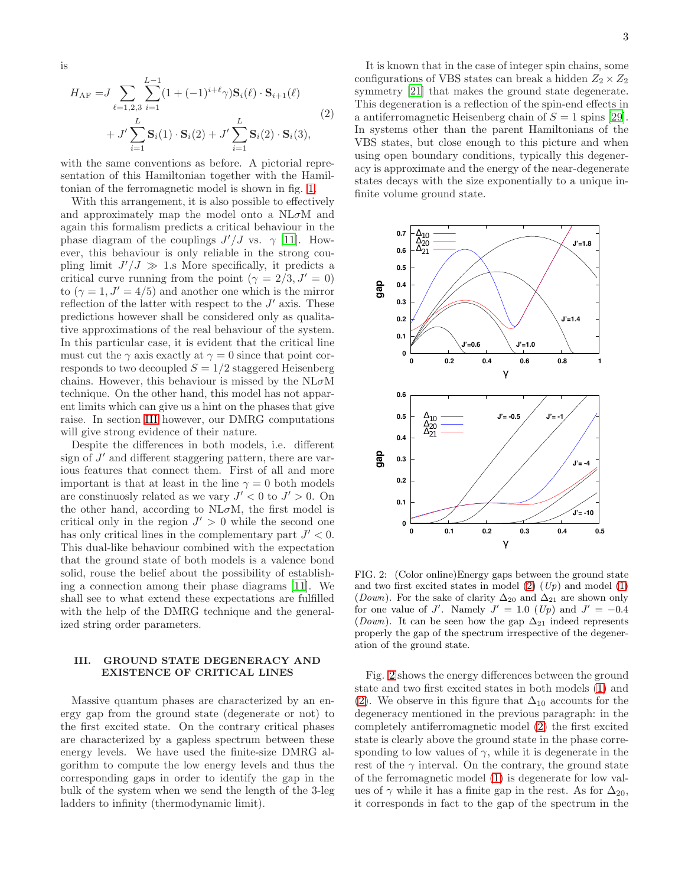is

$$
\begin{aligned}
H_{\mathrm{AF}} =& J \sum_{\ell=1,2,3} \sum_{i=1}^{L-1} (1 + (-1)^{i+\ell}\gamma) \mathbf{S}_i(\ell) \cdot \mathbf{S}_{i+1}(\ell) \\
&+ J' \sum_{i=1}^{L} \mathbf{S}_i(1) \cdot \mathbf{S}_i(2) + J' \sum_{i=1}^{L} \mathbf{S}_i(2) \cdot \mathbf{S}_i(3),
\end{aligned} \tag{2}
$$

with the same conventions as before. A pictorial representation of this Hamiltonian together with the Hamiltonian of the ferromagnetic model is shown in fig. 1.

With this arrangement, it is also possible to effectively and approximately map the model onto a NL$\sigma$M and again this formalism predicts a critical behaviour in the phase diagram of the couplings $J'/J$ vs. $\gamma$ [11]. However, this behaviour is only reliable in the strong coupling limit $J'/J \gg 1$.s More specifically, it predicts a critical curve running from the point ($\gamma = 2/3, J' = 0$) to ($\gamma = 1, J' = 4/5$) and another one which is the mirror reflection of the latter with respect to the $J'$ axis. These predictions however shall be considered only as qualitative approximations of the real behaviour of the system. In this particular case, it is evident that the critical line must cut the $\gamma$ axis exactly at $\gamma = 0$ since that point corresponds to two decoupled $S = 1/2$ staggered Heisenberg chains. However, this behaviour is missed by the NL$\sigma$M technique. On the other hand, this model has not apparent limits which can give us a hint on the phases that give raise. In section III however, our DMRG computations will give strong evidence of their nature.

Despite the differences in both models, i.e. different sign of $J'$ and different staggering pattern, there are various features that connect them. First of all and more important is that at least in the line $\gamma = 0$ both models are constinuosly related as we vary $J' < 0$ to $J' > 0$. On the other hand, according to NL$\sigma$M, the first model is critical only in the region $J' > 0$ while the second one has only critical lines in the complementary part $J' < 0$. This dual-like behaviour combined with the expectation that the ground state of both models is a valence bond solid, rouse the belief about the possibility of establishing a connection among their phase diagrams [11]. We shall see to what extend these expectations are fulfilled with the help of the DMRG technique and the generalized string order parameters.

## III. GROUND STATE DEGENERACY AND EXISTENCE OF CRITICAL LINES

Massive quantum phases are characterized by an energy gap from the ground state (degenerate or not) to the first excited state. On the contrary critical phases are characterized by a gapless spectrum between these energy levels. We have used the finite-size DMRG algorithm to compute the low energy levels and thus the corresponding gaps in order to identify the gap in the bulk of the system when we send the length of the 3-leg ladders to infinity (thermodynamic limit).

It is known that in the case of integer spin chains, some configurations of VBS states can break a hidden $Z_2 \times Z_2$ symmetry [21] that makes the ground state degenerate. This degeneration is a reflection of the spin-end effects in a antiferromagnetic Heisenberg chain of $S = 1$ spins [29]. In systems other than the parent Hamiltonians of the VBS states, but close enough to this picture and when using open boundary conditions, typically this degeneracy is approximate and the energy of the near-degenerate states decays with the size exponentially to a unique infinite volume ground state.

FIG. 2: (Color online)Energy gaps between the ground state and two first excited states in model (2) (*Up*) and model (1) (*Down*). For the sake of clarity $\Delta_{20}$ and $\Delta_{21}$ are shown only for one value of $J'$. Namely $J' = 1.0$ (*Up*) and $J' = -0.4$ (*Down*). It can be seen how the gap $\Delta_{21}$ indeed represents properly the gap of the spectrum irrespective of the degeneration of the ground state.

Fig. 2 shows the energy differences between the ground state and two first excited states in both models (1) and (2). We observe in this figure that $\Delta_{10}$ accounts for the degeneracy mentioned in the previous paragraph: in the completely antiferromagnetic model (2) the first excited state is clearly above the ground state in the phase corresponding to low values of $\gamma$, while it is degenerate in the rest of the $\gamma$ interval. On the contrary, the ground state of the ferromagnetic model (1) is degenerate for low values of $\gamma$ while it has a finite gap in the rest. As for $\Delta_{20}$, it corresponds in fact to the gap of the spectrum in the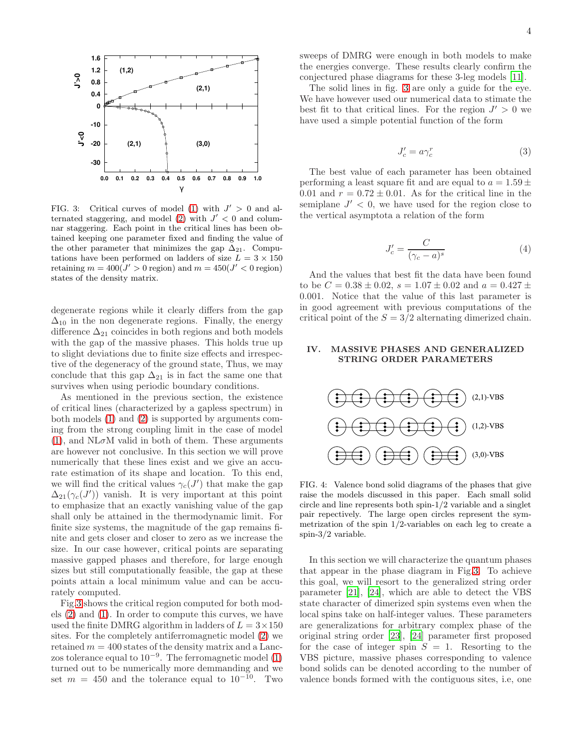FIG. 3: Critical curves of model (1) with $J' > 0$ and alternated staggering, and model (2) with $J' < 0$ and columnar staggering. Each point in the critical lines has been obtained keeping one parameter fixed and finding the value of the other parameter that minimizes the gap $\Delta_{21}$. Computations have been performed on ladders of size $L = 3 \times 150$ retaining $m = 400$($J' > 0$ region) and $m = 450$($J' < 0$ region) states of the density matrix.

degenerate regions while it clearly differs from the gap $\Delta_{10}$ in the non degenerate regions. Finally, the energy difference $\Delta_{21}$ coincides in both regions and both models with the gap of the massive phases. This holds true up to slight deviations due to finite size effects and irrespective of the degeneracy of the ground state, Thus, we may conclude that this gap $\Delta_{21}$ is in fact the same one that survives when using periodic boundary conditions.

As mentioned in the previous section, the existence of critical lines (characterized by a gapless spectrum) in both models (1) and (2) is supported by arguments coming from the strong coupling limit in the case of model (1), and NL$\sigma$M valid in both of them. These arguments are however not conclusive. In this section we will prove numerically that these lines exist and we give an accurate estimation of its shape and location. To this end, we will find the critical values $\gamma_c(J')$ that make the gap $\Delta_{21}(\gamma_c(J'))$ vanish. It is very important at this point to emphasize that an exactly vanishing value of the gap shall only be attained in the thermodynamic limit. For finite size systems, the magnitude of the gap remains finite and gets closer and closer to zero as we increase the size. In our case however, critical points are separating massive gapped phases and therefore, for large enough sizes but still computationally feasible, the gap at these points attain a local minimum value and can be accurately computed.

Fig.3 shows the critical region computed for both models (2) and (1). In order to compute this curves, we have used the finite DMRG algorithm in ladders of $L = 3 \times 150$ sites. For the completely antiferromagnetic model (2) we retained $m = 400$ states of the density matrix and a Lanczos tolerance equal to $10^{-9}$. The ferromagnetic model (1) turned out to be numerically more demmanding and we set $m = 450$ and the tolerance equal to $10^{-10}$. Two sweeps of DMRG were enough in both models to make the energies converge. These results clearly confirm the conjectured phase diagrams for these 3-leg models [11].

The solid lines in fig. 3 are only a guide for the eye. We have however used our numerical data to stimate the best fit to that critical lines. For the region $J' > 0$ we have used a simple potential function of the form

$$J'_c = a\gamma_c^r \tag{3}$$

The best value of each parameter has been obtained performing a least square fit and are equal to $a = 1.59 \pm 0.01$ and $r = 0.72 \pm 0.01$. As for the critical line in the semiplane $J' < 0$, we have used for the region close to the vertical asymptota a relation of the form

$$J'_c = \frac{C}{(\gamma_c - a)^s} \tag{4}$$

And the values that best fit the data have been found to be $C = 0.38 \pm 0.02$, $s = 1.07 \pm 0.02$ and $a = 0.427 \pm 0.001$. Notice that the value of this last parameter is in good agreement with previous computations of the critical point of the $S = 3/2$ alternating dimerized chain.

## IV. MASSIVE PHASES AND GENERALIZED STRING ORDER PARAMETERS

FIG. 4: Valence bond solid diagrams of the phases that give raise the models discussed in this paper. Each small solid circle and line represents both spin-1/2 variable and a singlet pair repectively. The large open circles represent the symmetrization of the spin 1/2-variables on each leg to create a spin-3/2 variable.

In this section we will characterize the quantum phases that appear in the phase diagram in Fig.3. To achieve this goal, we will resort to the generalized string order parameter [21], [24], which are able to detect the VBS state character of dimerized spin systems even when the local spins take on half-integer values. These parameters are generalizations for arbitrary complex phase of the original string order [23], [24] parameter first proposed for the case of integer spin $S = 1$. Resorting to the VBS picture, massive phases corresponding to valence bond solids can be denoted according to the number of valence bonds formed with the contiguous sites, i.e, one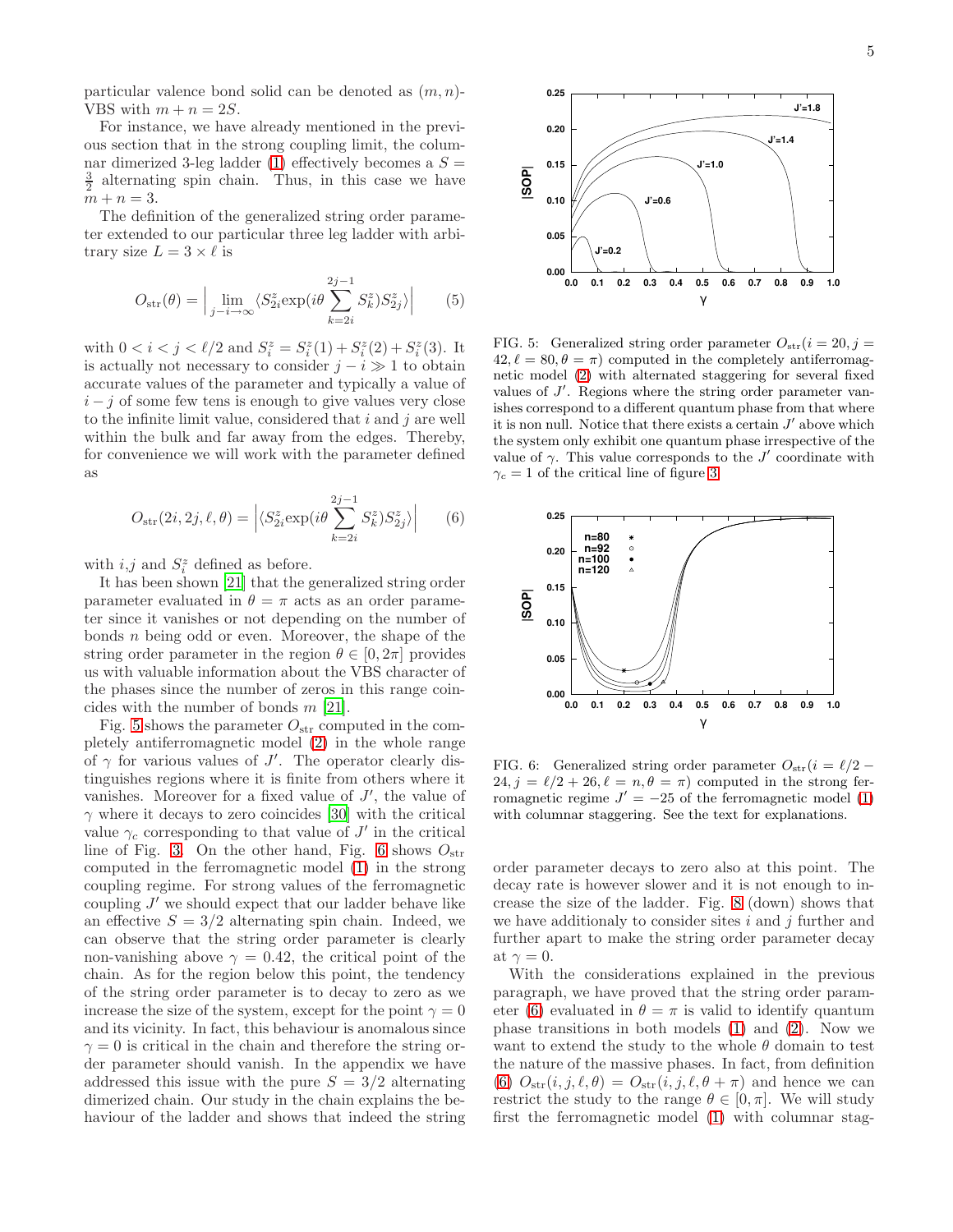particular valence bond solid can be denoted as $(m, n)$-VBS with $m + n = 2S$.

For instance, we have already mentioned in the previous section that in the strong coupling limit, the columnar dimerized 3-leg ladder (1) effectively becomes a $S = \frac{3}{2}$ alternating spin chain. Thus, in this case we have $m + n = 3$.

The definition of the generalized string order parameter extended to our particular three leg ladder with arbitrary size $L = 3 \times \ell$ is

$$O_{\rm str}(\theta) = \Big| \lim_{j-i\to\infty} \langle S^z_{2i} \exp(i\theta \sum_{k=2i}^{2j-1} S^z_k) S^z_{2j} \rangle \Big| \qquad (5)$$

with $0 < i < j < \ell/2$ and $S^z_i = S^z_i(1) + S^z_i(2) + S^z_i(3)$. It is actually not necessary to consider $j - i \gg 1$ to obtain accurate values of the parameter and typically a value of $i - j$ of some few tens is enough to give values very close to the infinite limit value, considered that $i$ and $j$ are well within the bulk and far away from the edges. Thereby, for convenience we will work with the parameter defined as

$$O_{\rm str}(2i, 2j, \ell, \theta) = \Big| \langle S^z_{2i} \exp(i\theta \sum_{k=2i}^{2j-1} S^z_k) S^z_{2j} \rangle \Big| \qquad (6)$$

with $i$,$j$ and $S^z_i$ defined as before.

It has been shown [21] that the generalized string order parameter evaluated in $\theta = \pi$ acts as an order parameter since it vanishes or not depending on the number of bonds $n$ being odd or even. Moreover, the shape of the string order parameter in the region $\theta \in [0, 2\pi]$ provides us with valuable information about the VBS character of the phases since the number of zeros in this range coincides with the number of bonds $m$ [21].

Fig. 5 shows the parameter $O_{\rm str}$ computed in the completely antiferromagnetic model (2) in the whole range of $\gamma$ for various values of $J'$. The operator clearly distinguishes regions where it is finite from others where it vanishes. Moreover for a fixed value of $J'$, the value of $\gamma$ where it decays to zero coincides [30] with the critical value $\gamma_c$ corresponding to that value of $J'$ in the critical line of Fig. 3. On the other hand, Fig. 6 shows $O_{\rm str}$ computed in the ferromagnetic model (1) in the strong coupling regime. For strong values of the ferromagnetic coupling $J'$ we should expect that our ladder behave like an effective $S = 3/2$ alternating spin chain. Indeed, we can observe that the string order parameter is clearly non-vanishing above $\gamma = 0.42$, the critical point of the chain. As for the region below this point, the tendency of the string order parameter is to decay to zero as we increase the size of the system, except for the point $\gamma = 0$ and its vicinity. In fact, this behaviour is anomalous since $\gamma = 0$ is critical in the chain and therefore the string order parameter should vanish. In the appendix we have addressed this issue with the pure $S = 3/2$ alternating dimerized chain. Our study in the chain explains the behaviour of the ladder and shows that indeed the string order parameter decays to zero also at this point. The decay rate is however slower and it is not enough to increase the size of the ladder. Fig. 8 (down) shows that we have additionaly to consider sites $i$ and $j$ further and further apart to make the string order parameter decay at $\gamma = 0$.

FIG. 5: Generalized string order parameter $O_{\rm str}(i = 20, j = 42, \ell = 80, \theta = \pi)$ computed in the completely antiferromagnetic model (2) with alternated staggering for several fixed values of $J'$. Regions where the string order parameter vanishes correspond to a different quantum phase from that where it is non null. Notice that there exists a certain $J'$ above which the system only exhibit one quantum phase irrespective of the value of $\gamma$. This value corresponds to the $J'$ coordinate with $\gamma_c = 1$ of the critical line of figure 3

FIG. 6: Generalized string order parameter $O_{\rm str}(i = \ell/2 - 24, j = \ell/2 + 26, \ell = n, \theta = \pi)$ computed in the strong ferromagnetic regime $J' = -25$ of the ferromagnetic model (1) with columnar staggering. See the text for explanations.

With the considerations explained in the previous paragraph, we have proved that the string order parameter (6) evaluated in $\theta = \pi$ is valid to identify quantum phase transitions in both models (1) and (2). Now we want to extend the study to the whole $\theta$ domain to test the nature of the massive phases. In fact, from definition (6) $O_{\rm str}(i, j, \ell, \theta) = O_{\rm str}(i, j, \ell, \theta + \pi)$ and hence we can restrict the study to the range $\theta \in [0, \pi]$. We will study first the ferromagnetic model (1) with columnar stag-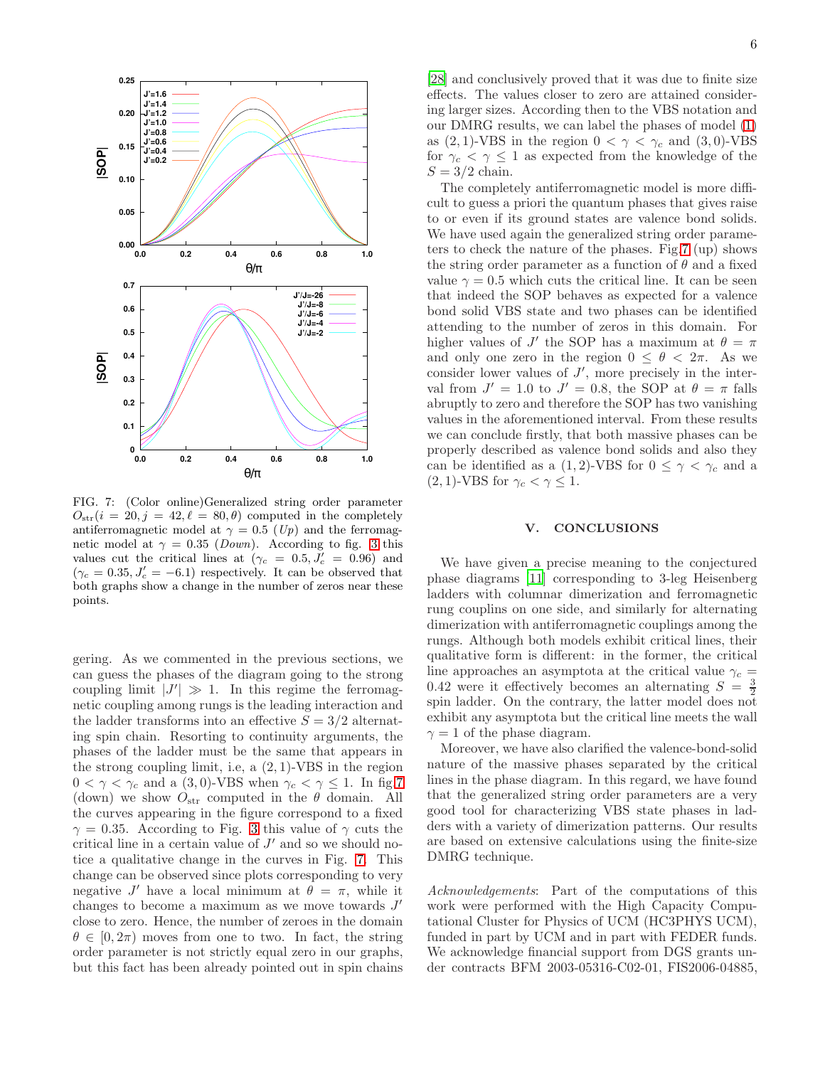FIG. 7: (Color online)Generalized string order parameter $O_{\rm str}(i = 20, j = 42, \ell = 80, \theta)$ computed in the completely antiferromagnetic model at $\gamma = 0.5$ (*Up*) and the ferromagnetic model at $\gamma = 0.35$ (*Down*). According to fig. 3 this values cut the critical lines at ($\gamma_c = 0.5, J'_c = 0.96$) and ($\gamma_c = 0.35, J'_c = -6.1$) respectively. It can be observed that both graphs show a change in the number of zeros near these points.

gering. As we commented in the previous sections, we can guess the phases of the diagram going to the strong coupling limit $|J'| \gg 1$. In this regime the ferromagnetic coupling among rungs is the leading interaction and the ladder transforms into an effective $S = 3/2$ alternating spin chain. Resorting to continuity arguments, the phases of the ladder must be the same that appears in the strong coupling limit, i.e, a $(2, 1)$-VBS in the region $0 < \gamma < \gamma_c$ and a $(3, 0)$-VBS when $\gamma_c < \gamma \leq 1$. In fig.7 (down) we show $O_{\rm str}$ computed in the $\theta$ domain. All the curves appearing in the figure correspond to a fixed $\gamma = 0.35$. According to Fig. 3 this value of $\gamma$ cuts the critical line in a certain value of $J'$ and so we should notice a qualitative change in the curves in Fig. 7. This change can be observed since plots corresponding to very negative $J'$ have a local minimum at $\theta = \pi$, while it changes to become a maximum as we move towards $J'$ close to zero. Hence, the number of zeroes in the domain $\theta \in [0, 2\pi)$ moves from one to two. In fact, the string order parameter is not strictly equal zero in our graphs, but this fact has been already pointed out in spin chains [28] and conclusively proved that it was due to finite size effects. The values closer to zero are attained considering larger sizes. According then to the VBS notation and our DMRG results, we can label the phases of model (1) as $(2, 1)$-VBS in the region $0 < \gamma < \gamma_c$ and $(3, 0)$-VBS for $\gamma_c < \gamma \leq 1$ as expected from the knowledge of the $S = 3/2$ chain.

The completely antiferromagnetic model is more difficult to guess a priori the quantum phases that gives raise to or even if its ground states are valence bond solids. We have used again the generalized string order parameters to check the nature of the phases. Fig.7 (up) shows the string order parameter as a function of $\theta$ and a fixed value $\gamma = 0.5$ which cuts the critical line. It can be seen that indeed the SOP behaves as expected for a valence bond solid VBS state and two phases can be identified attending to the number of zeros in this domain. For higher values of $J'$ the SOP has a maximum at $\theta = \pi$ and only one zero in the region $0 \leq \theta < 2\pi$. As we consider lower values of $J'$, more precisely in the interval from $J' = 1.0$ to $J' = 0.8$, the SOP at $\theta = \pi$ falls abruptly to zero and therefore the SOP has two vanishing values in the aforementioned interval. From these results we can conclude firstly, that both massive phases can be properly described as valence bond solids and also they can be identified as a $(1, 2)$-VBS for $0 \leq \gamma < \gamma_c$ and a $(2, 1)$-VBS for $\gamma_c < \gamma \leq 1$.

## V. CONCLUSIONS

We have given a precise meaning to the conjectured phase diagrams [11] corresponding to 3-leg Heisenberg ladders with columnar dimerization and ferromagnetic rung couplins on one side, and similarly for alternating dimerization with antiferromagnetic couplings among the rungs. Although both models exhibit critical lines, their qualitative form is different: in the former, the critical line approaches an asymptota at the critical value $\gamma_c = 0.42$ were it effectively becomes an alternating $S = \frac{3}{2}$ spin ladder. On the contrary, the latter model does not exhibit any asymptota but the critical line meets the wall $\gamma = 1$ of the phase diagram.

Moreover, we have also clarified the valence-bond-solid nature of the massive phases separated by the critical lines in the phase diagram. In this regard, we have found that the generalized string order parameters are a very good tool for characterizing VBS state phases in ladders with a variety of dimerization patterns. Our results are based on extensive calculations using the finite-size DMRG technique.

*Acknowledgements*: Part of the computations of this work were performed with the High Capacity Computational Cluster for Physics of UCM (HC3PHYS UCM), funded in part by UCM and in part with FEDER funds. We acknowledge financial support from DGS grants under contracts BFM 2003-05316-C02-01, FIS2006-04885,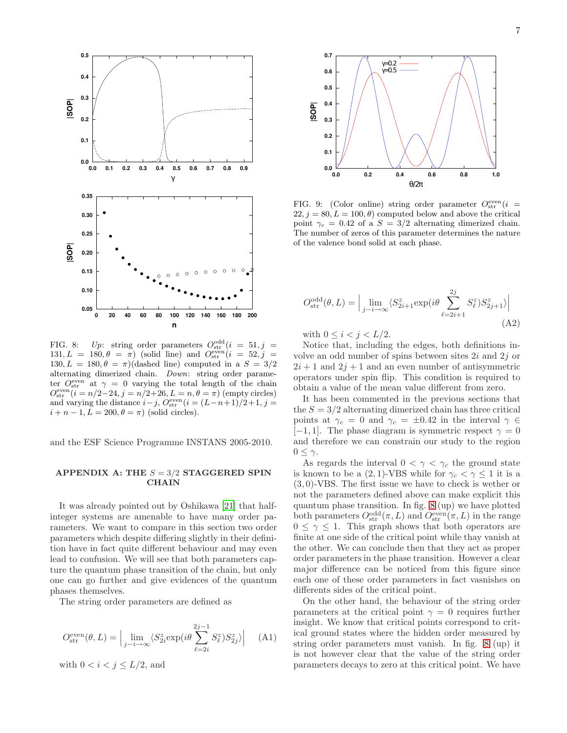FIG. 8: *Up*: string order parameters $O^{\rm odd}_{\rm str}(i = 51, j = 131, L = 180, \theta = \pi)$ (solid line) and $O^{\rm even}_{\rm str}(i = 52, j = 130, L = 180, \theta = \pi)$(dashed line) computed in a $S = 3/2$ alternating dimerized chain. *Down*: string order parameter $O^{\rm even}_{\rm str}$ at $\gamma = 0$ varying the total length of the chain $O^{\rm even}_{\rm str}(i = n/2-24, j = n/2+26, L = n, \theta = \pi)$ (empty circles) and varying the distance $i-j$, $O^{\rm even}_{\rm str}(i = (L-n+1)/2+1, j = i+n-1, L = 200, \theta = \pi)$ (solid circles).

and the ESF Science Programme INSTANS 2005-2010.

## APPENDIX A: THE $S = 3/2$ STAGGERED SPIN CHAIN

It was already pointed out by Oshikawa [21] that half-integer systems are amenable to have many order parameters. We want to compare in this section two order parameters which despite differing slightly in their definition have in fact quite different behaviour and may even lead to confusion. We will see that both parameters capture the quantum phase transition of the chain, but only one can go further and give evidences of the quantum phases themselves.

The string order parameters are defined as

$$O^{\rm even}_{\rm str}(\theta, L) = \Big|\lim_{j-i\to\infty}\langle S^z_{2i}\exp(i\theta\sum_{\ell=2i}^{2j-1}S^z_\ell)S^z_{2j}\rangle\Big| \quad \text{(A1)}$$

with $0 < i < j \le L/2$, and

$$O^{\rm odd}_{\rm str}(\theta, L) = \Big|\lim_{j-i\to\infty}\langle S^z_{2i+1}\exp(i\theta\sum_{\ell=2i+1}^{2j}S^z_\ell)S^z_{2j+1}\rangle\Big| \quad \text{(A2)}$$

with $0 \le i < j < L/2$.

FIG. 9: (Color online) string order parameter $O^{\rm even}_{\rm str}(i = 22, j = 80, L = 100, \theta)$ computed below and above the critical point $\gamma_c = 0.42$ of a $S = 3/2$ alternating dimerized chain. The number of zeros of this parameter determines the nature of the valence bond solid at each phase.

Notice that, including the edges, both definitions involve an odd number of spins between sites $2i$ and $2j$ or $2i+1$ and $2j+1$ and an even number of antisymmetric operators under spin flip. This condition is required to obtain a value of the mean value different from zero.

It has been commented in the previous sections that the $S = 3/2$ alternating dimerized chain has three critical points at $\gamma_c = 0$ and $\gamma_c = \pm 0.42$ in the interval $\gamma \in [-1, 1]$. The phase diagram is symmetric respect $\gamma = 0$ and therefore we can constrain our study to the region $0 \le \gamma$.

As regards the interval $0 < \gamma < \gamma_c$ the ground state is known to be a $(2,1)$-VBS while for $\gamma_c < \gamma \le 1$ it is a $(3,0)$-VBS. The first issue we have to check is wether or not the parameters defined above can make explicit this quantum phase transition. In fig. 8 (up) we have plotted both parameters $O^{\rm odd}_{\rm str}(\pi, L)$ and $O^{\rm even}_{\rm str}(\pi, L)$ in the range $0 \le \gamma \le 1$. This graph shows that both operators are finite at one side of the critical point while thay vanish at the other. We can conclude then that they act as proper order parameters in the phase transition. However a clear major difference can be noticed from this figure since each one of these order parameters in fact vasnishes on differents sides of the critical point.

On the other hand, the behaviour of the string order parameters at the critical point $\gamma = 0$ requires further insight. We know that critical points correspond to critical ground states where the hidden order measured by string order parameters must vanish. In fig. 8 (up) it is not however clear that the value of the string order parameters decays to zero at this critical point. We have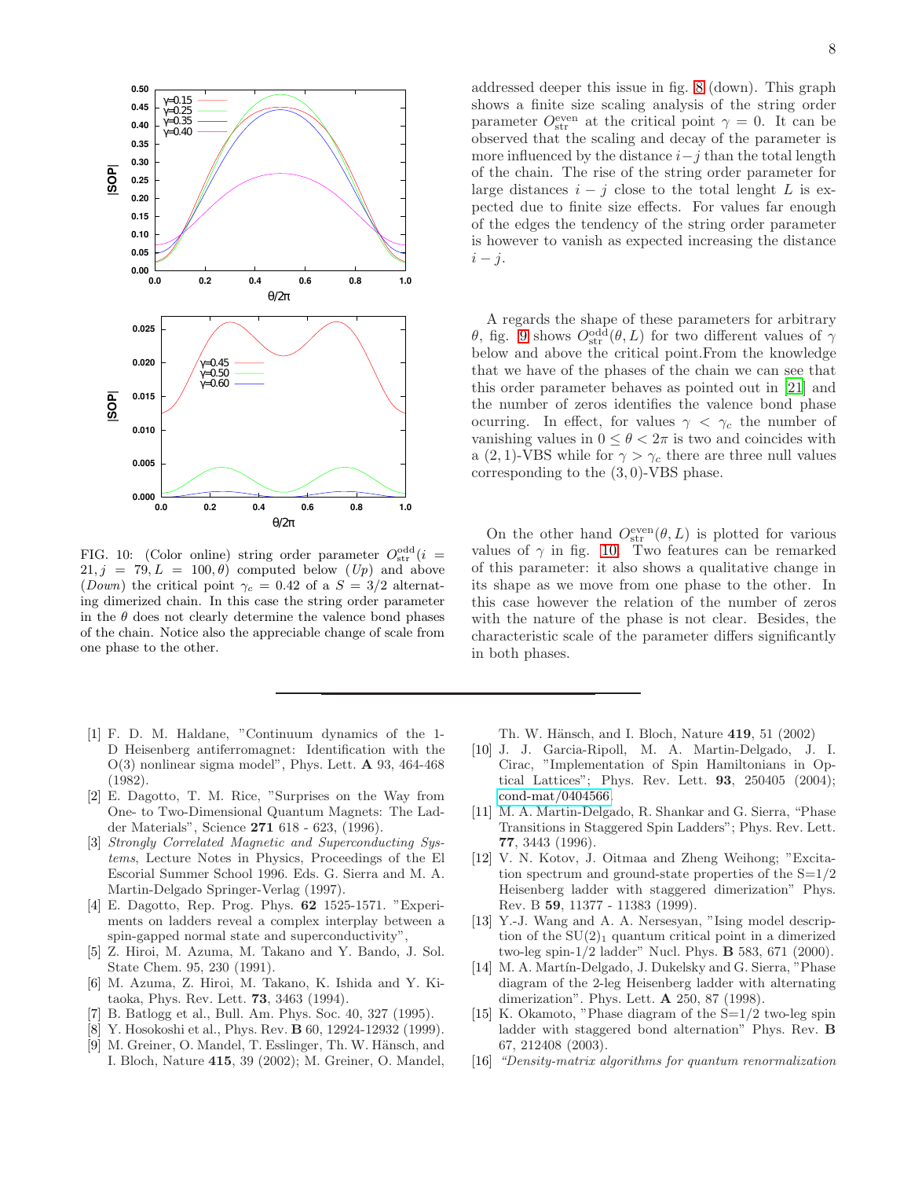addressed deeper this issue in fig. 8 (down). This graph shows a finite size scaling analysis of the string order parameter $O_{\rm str}^{\rm even}$ at the critical point $\gamma = 0$. It can be observed that the scaling and decay of the parameter is more influenced by the distance $i-j$ than the total length of the chain. The rise of the string order parameter for large distances $i-j$ close to the total lenght $L$ is expected due to finite size effects. For values far enough of the edges the tendency of the string order parameter is however to vanish as expected increasing the distance $i-j$.

A regards the shape of these parameters for arbitrary $\theta$, fig. 9 shows $O_{\rm str}^{\rm odd}(\theta, L)$ for two different values of $\gamma$ below and above the critical point.From the knowledge that we have of the phases of the chain we can see that this order parameter behaves as pointed out in [21] and the number of zeros identifies the valence bond phase ocurring. In effect, for values $\gamma < \gamma_c$ the number of vanishing values in $0 \leq \theta < 2\pi$ is two and coincides with a $(2,1)$-VBS while for $\gamma > \gamma_c$ there are three null values corresponding to the $(3,0)$-VBS phase.

On the other hand $O_{\rm str}^{\rm even}(\theta, L)$ is plotted for various values of $\gamma$ in fig. 10. Two features can be remarked of this parameter: it also shows a qualitative change in its shape as we move from one phase to the other. In this case however the relation of the number of zeros with the nature of the phase is not clear. Besides, the characteristic scale of the parameter differs significantly in both phases.

FIG. 10: (Color online) string order parameter $O_{\rm str}^{\rm odd}(i = 21, j = 79, L = 100, \theta)$ computed below (*Up*) and above (*Down*) the critical point $\gamma_c = 0.42$ of a $S = 3/2$ alternating dimerized chain. In this case the string order parameter in the $\theta$ does not clearly determine the valence bond phases of the chain. Notice also the appreciable change of scale from one phase to the other.

[1] F. D. M. Haldane, "Continuum dynamics of the 1-D Heisenberg antiferromagnet: Identification with the O(3) nonlinear sigma model", Phys. Lett. **A** 93, 464-468 (1982).

[2] E. Dagotto, T. M. Rice, "Surprises on the Way from One- to Two-Dimensional Quantum Magnets: The Ladder Materials", Science **271** 618 - 623, (1996).

[3] *Strongly Correlated Magnetic and Superconducting Systems*, Lecture Notes in Physics, Proceedings of the El Escorial Summer School 1996. Eds. G. Sierra and M. A. Martin-Delgado Springer-Verlag (1997).

[4] E. Dagotto, Rep. Prog. Phys. **62** 1525-1571. "Experiments on ladders reveal a complex interplay between a spin-gapped normal state and superconductivity",

[5] Z. Hiroi, M. Azuma, M. Takano and Y. Bando, J. Sol. State Chem. 95, 230 (1991).

[6] M. Azuma, Z. Hiroi, M. Takano, K. Ishida and Y. Kitaoka, Phys. Rev. Lett. **73**, 3463 (1994).

[7] B. Batlogg et al., Bull. Am. Phys. Soc. 40, 327 (1995).

[8] Y. Hosokoshi et al., Phys. Rev. **B** 60, 12924-12932 (1999).

[9] M. Greiner, O. Mandel, T. Esslinger, Th. W. Hänsch, and I. Bloch, Nature **415**, 39 (2002); M. Greiner, O. Mandel, Th. W. Hänsch, and I. Bloch, Nature **419**, 51 (2002)

[10] J. J. Garcia-Ripoll, M. A. Martin-Delgado, J. I. Cirac, "Implementation of Spin Hamiltonians in Optical Lattices"; Phys. Rev. Lett. **93**, 250405 (2004); cond-mat/0404566.

[11] M. A. Martin-Delgado, R. Shankar and G. Sierra, "Phase Transitions in Staggered Spin Ladders"; Phys. Rev. Lett. **77**, 3443 (1996).

[12] V. N. Kotov, J. Oitmaa and Zheng Weihong; "Excitation spectrum and ground-state properties of the S=1/2 Heisenberg ladder with staggered dimerization" Phys. Rev. B **59**, 11377 - 11383 (1999).

[13] Y.-J. Wang and A. A. Nersesyan, "Ising model description of the $SU(2)_1$ quantum critical point in a dimerized two-leg spin-1/2 ladder" Nucl. Phys. **B** 583, 671 (2000).

[14] M. A. Martín-Delgado, J. Dukelsky and G. Sierra, "Phase diagram of the 2-leg Heisenberg ladder with alternating dimerization". Phys. Lett. **A** 250, 87 (1998).

[15] K. Okamoto, "Phase diagram of the S=1/2 two-leg spin ladder with staggered bond alternation" Phys. Rev. **B** 67, 212408 (2003).

[16] *"Density-matrix algorithms for quantum renormalization*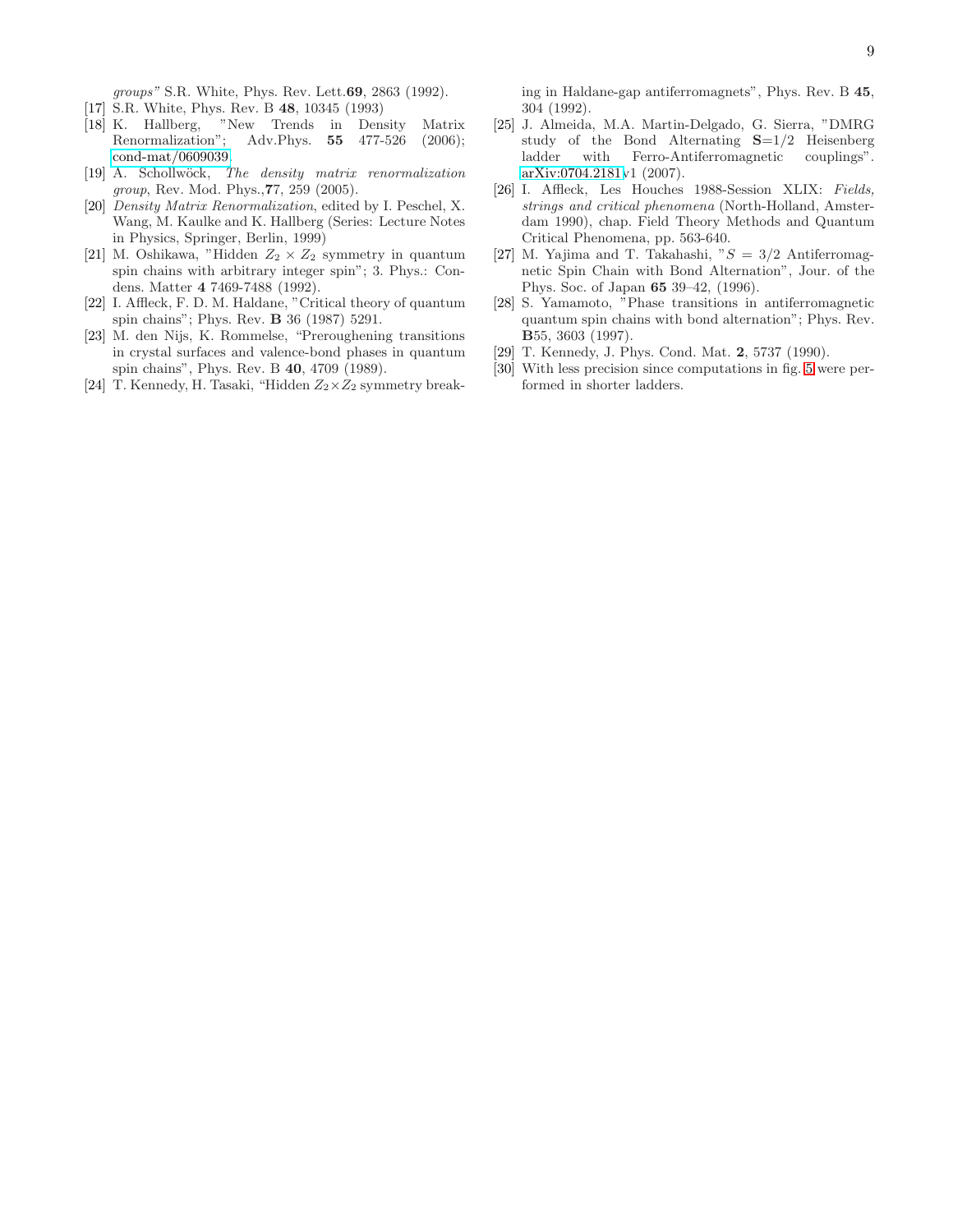groups" S.R. White, Phys. Rev. Lett.**69**, 2863 (1992).

[17] S.R. White, Phys. Rev. B **48**, 10345 (1993)

[18] K. Hallberg, "New Trends in Density Matrix Renormalization"; Adv.Phys. **55** 477-526 (2006); cond-mat/0609039.

[19] A. Schollwöck, *The density matrix renormalization group*, Rev. Mod. Phys.,**77**, 259 (2005).

[20] *Density Matrix Renormalization*, edited by I. Peschel, X. Wang, M. Kaulke and K. Hallberg (Series: Lecture Notes in Physics, Springer, Berlin, 1999)

[21] M. Oshikawa, "Hidden $Z_2 \times Z_2$ symmetry in quantum spin chains with arbitrary integer spin"; 3. Phys.: Condens. Matter **4** 7469-7488 (1992).

[22] I. Affleck, F. D. M. Haldane, "Critical theory of quantum spin chains"; Phys. Rev. **B** 36 (1987) 5291.

[23] M. den Nijs, K. Rommelse, "Preroughening transitions in crystal surfaces and valence-bond phases in quantum spin chains", Phys. Rev. B **40**, 4709 (1989).

[24] T. Kennedy, H. Tasaki, "Hidden $Z_2 \times Z_2$ symmetry breaking in Haldane-gap antiferromagnets", Phys. Rev. B **45**, 304 (1992).

[25] J. Almeida, M.A. Martin-Delgado, G. Sierra, "DMRG study of the Bond Alternating **S**=1/2 Heisenberg ladder with Ferro-Antiferromagnetic couplings". arXiv:0704.2181v1 (2007).

[26] I. Affleck, Les Houches 1988-Session XLIX: *Fields, strings and critical phenomena* (North-Holland, Amsterdam 1990), chap. Field Theory Methods and Quantum Critical Phenomena, pp. 563-640.

[27] M. Yajima and T. Takahashi, "$S = 3/2$ Antiferromagnetic Spin Chain with Bond Alternation", Jour. of the Phys. Soc. of Japan **65** 39–42, (1996).

[28] S. Yamamoto, "Phase transitions in antiferromagnetic quantum spin chains with bond alternation"; Phys. Rev. **B**55, 3603 (1997).

[29] T. Kennedy, J. Phys. Cond. Mat. **2**, 5737 (1990).

[30] With less precision since computations in fig. 5 were performed in shorter ladders.